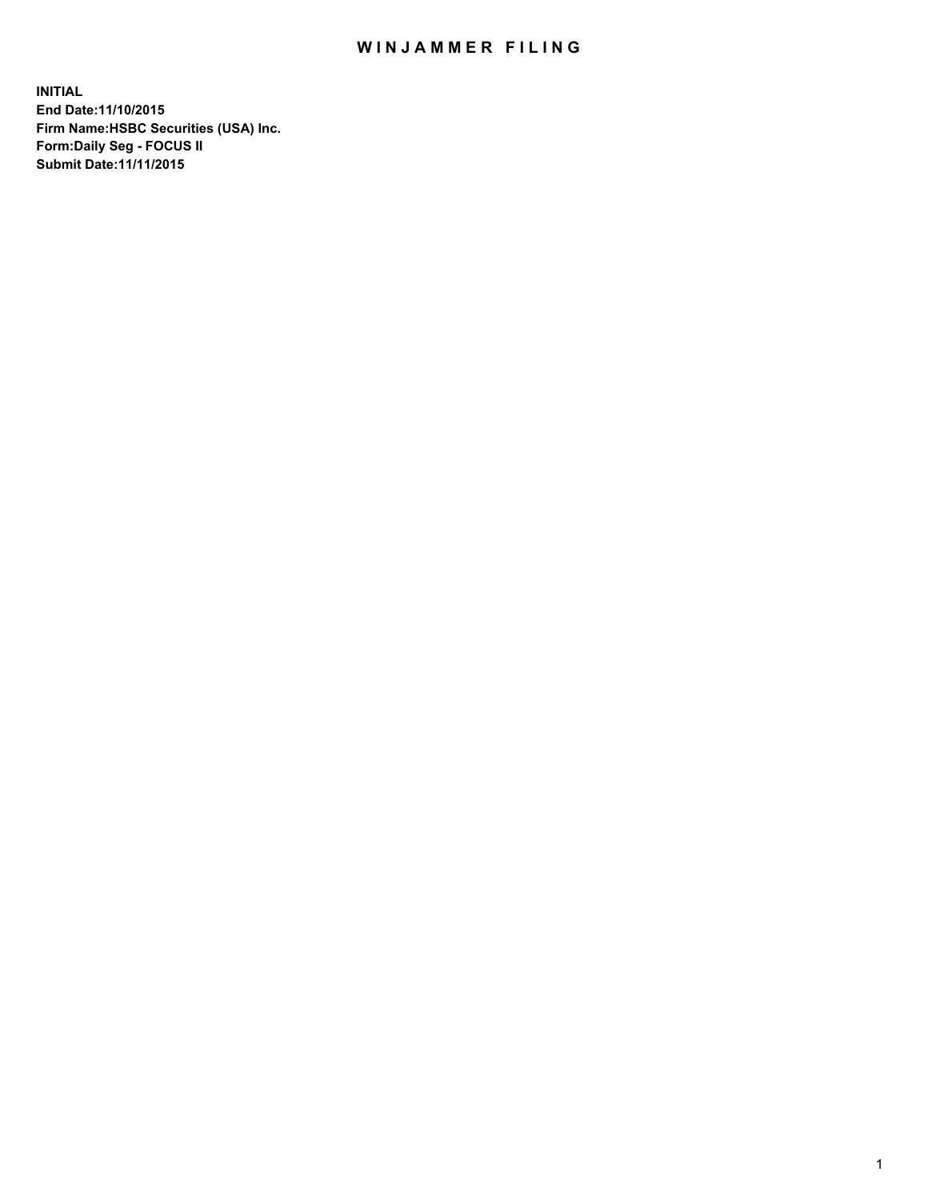# WINJAMMER FILING

**INITIAL**
**End Date:11/10/2015**
**Firm Name:HSBC Securities (USA) Inc.**
**Form:Daily Seg - FOCUS II**
**Submit Date:11/11/2015**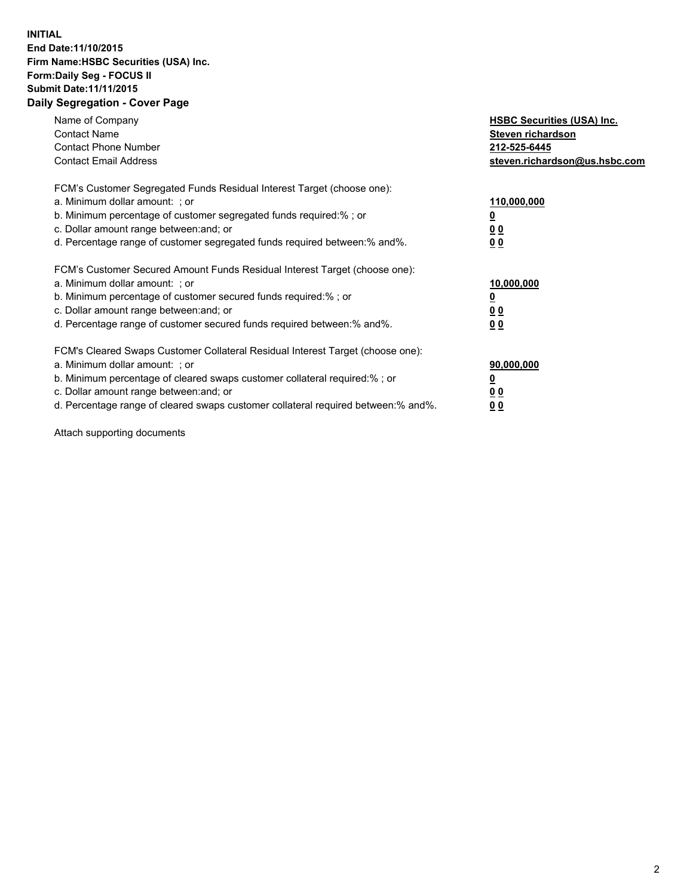**INITIAL**
**End Date:11/10/2015**
**Firm Name:HSBC Securities (USA) Inc.**
**Form:Daily Seg - FOCUS II**
**Submit Date:11/11/2015**

## Daily Segregation - Cover Page

| | |
|---|---|
| Name of Company | **HSBC Securities (USA) Inc.** |
| Contact Name | **Steven richardson** |
| Contact Phone Number | **212-525-6445** |
| Contact Email Address | **steven.richardson@us.hsbc.com** |

FCM's Customer Segregated Funds Residual Interest Target (choose one):

| | |
|---|---|
| a. Minimum dollar amount: ; or | **110,000,000** |
| b. Minimum percentage of customer segregated funds required:% ; or | **0** |
| c. Dollar amount range between:and; or | **0 0** |
| d. Percentage range of customer segregated funds required between:% and%. | **0 0** |

FCM's Customer Secured Amount Funds Residual Interest Target (choose one):

| | |
|---|---|
| a. Minimum dollar amount: ; or | **10,000,000** |
| b. Minimum percentage of customer secured funds required:% ; or | **0** |
| c. Dollar amount range between:and; or | **0 0** |
| d. Percentage range of customer secured funds required between:% and%. | **0 0** |

FCM's Cleared Swaps Customer Collateral Residual Interest Target (choose one):

| | |
|---|---|
| a. Minimum dollar amount: ; or | **90,000,000** |
| b. Minimum percentage of cleared swaps customer collateral required:% ; or | **0** |
| c. Dollar amount range between:and; or | **0 0** |
| d. Percentage range of cleared swaps customer collateral required between:% and%. | **0 0** |

Attach supporting documents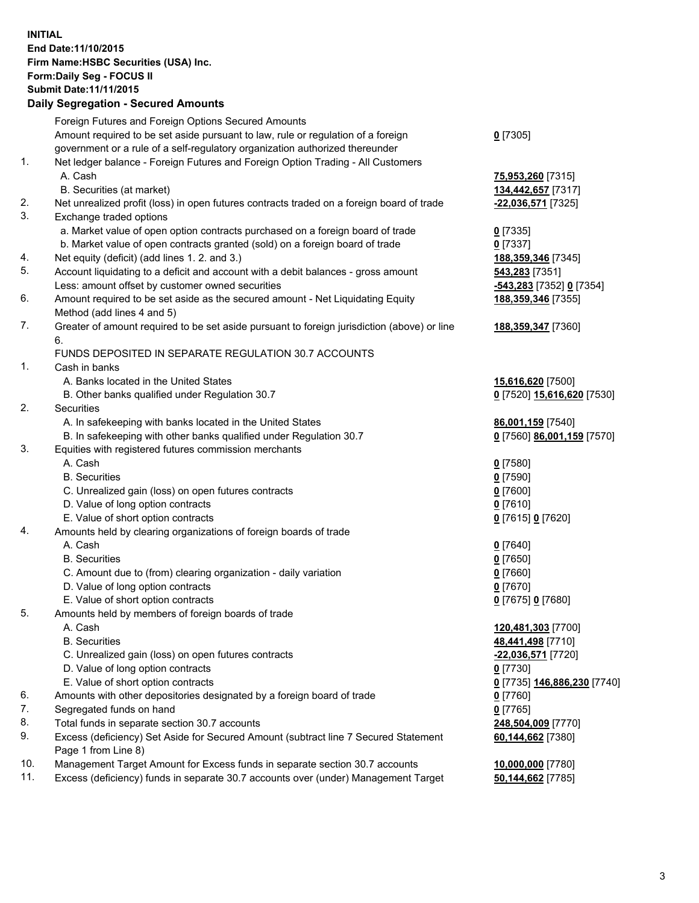**INITIAL**
**End Date:11/10/2015**
**Firm Name:HSBC Securities (USA) Inc.**
**Form:Daily Seg - FOCUS II**
**Submit Date:11/11/2015**

## Daily Segregation - Secured Amounts

| | | |
|---|---|---|
| | Foreign Futures and Foreign Options Secured Amounts | |
| | Amount required to be set aside pursuant to law, rule or regulation of a foreign government or a rule of a self-regulatory organization authorized thereunder | **0** [7305] |
| 1. | Net ledger balance - Foreign Futures and Foreign Option Trading - All Customers | |
| | A. Cash | **75,953,260** [7315] |
| | B. Securities (at market) | **134,442,657** [7317] |
| 2. | Net unrealized profit (loss) in open futures contracts traded on a foreign board of trade | **-22,036,571** [7325] |
| 3. | Exchange traded options | |
| | a. Market value of open option contracts purchased on a foreign board of trade | **0** [7335] |
| | b. Market value of open contracts granted (sold) on a foreign board of trade | **0** [7337] |
| 4. | Net equity (deficit) (add lines 1. 2. and 3.) | **188,359,346** [7345] |
| 5. | Account liquidating to a deficit and account with a debit balances - gross amount | **543,283** [7351] |
| | Less: amount offset by customer owned securities | **-543,283** [7352] **0** [7354] |
| 6. | Amount required to be set aside as the secured amount - Net Liquidating Equity Method (add lines 4 and 5) | **188,359,346** [7355] |
| 7. | Greater of amount required to be set aside pursuant to foreign jurisdiction (above) or line 6. | **188,359,347** [7360] |
| | FUNDS DEPOSITED IN SEPARATE REGULATION 30.7 ACCOUNTS | |
| 1. | Cash in banks | |
| | A. Banks located in the United States | **15,616,620** [7500] |
| | B. Other banks qualified under Regulation 30.7 | **0** [7520] **15,616,620** [7530] |
| 2. | Securities | |
| | A. In safekeeping with banks located in the United States | **86,001,159** [7540] |
| | B. In safekeeping with other banks qualified under Regulation 30.7 | **0** [7560] **86,001,159** [7570] |
| 3. | Equities with registered futures commission merchants | |
| | A. Cash | **0** [7580] |
| | B. Securities | **0** [7590] |
| | C. Unrealized gain (loss) on open futures contracts | **0** [7600] |
| | D. Value of long option contracts | **0** [7610] |
| | E. Value of short option contracts | **0** [7615] **0** [7620] |
| 4. | Amounts held by clearing organizations of foreign boards of trade | |
| | A. Cash | **0** [7640] |
| | B. Securities | **0** [7650] |
| | C. Amount due to (from) clearing organization - daily variation | **0** [7660] |
| | D. Value of long option contracts | **0** [7670] |
| | E. Value of short option contracts | **0** [7675] **0** [7680] |
| 5. | Amounts held by members of foreign boards of trade | |
| | A. Cash | **120,481,303** [7700] |
| | B. Securities | **48,441,498** [7710] |
| | C. Unrealized gain (loss) on open futures contracts | **-22,036,571** [7720] |
| | D. Value of long option contracts | **0** [7730] |
| | E. Value of short option contracts | **0** [7735] **146,886,230** [7740] |
| 6. | Amounts with other depositories designated by a foreign board of trade | **0** [7760] |
| 7. | Segregated funds on hand | **0** [7765] |
| 8. | Total funds in separate section 30.7 accounts | **248,504,009** [7770] |
| 9. | Excess (deficiency) Set Aside for Secured Amount (subtract line 7 Secured Statement Page 1 from Line 8) | **60,144,662** [7380] |
| 10. | Management Target Amount for Excess funds in separate section 30.7 accounts | **10,000,000** [7780] |
| 11. | Excess (deficiency) funds in separate 30.7 accounts over (under) Management Target | **50,144,662** [7785] |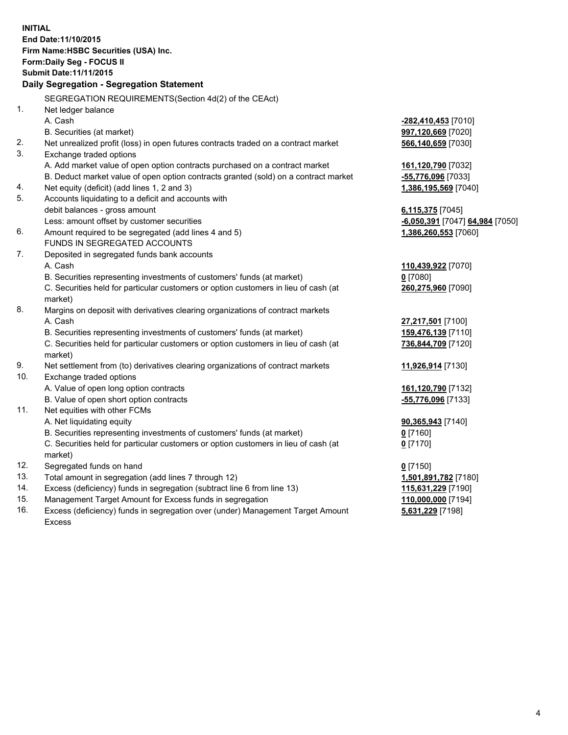**INITIAL**
**End Date:11/10/2015**
**Firm Name:HSBC Securities (USA) Inc.**
**Form:Daily Seg - FOCUS II**
**Submit Date:11/11/2015**

### Daily Segregation - Segregation Statement

SEGREGATION REQUIREMENTS(Section 4d(2) of the CEAct)

| | | |
|---|---|---|
| 1. | Net ledger balance | |
| | A. Cash | **-282,410,453** [7010] |
| | B. Securities (at market) | **997,120,669** [7020] |
| 2. | Net unrealized profit (loss) in open futures contracts traded on a contract market | **566,140,659** [7030] |
| 3. | Exchange traded options | |
| | A. Add market value of open option contracts purchased on a contract market | **161,120,790** [7032] |
| | B. Deduct market value of open option contracts granted (sold) on a contract market | **-55,776,096** [7033] |
| 4. | Net equity (deficit) (add lines 1, 2 and 3) | **1,386,195,569** [7040] |
| 5. | Accounts liquidating to a deficit and accounts with | |
| | debit balances - gross amount | **6,115,375** [7045] |
| | Less: amount offset by customer securities | **-6,050,391** [7047] **64,984** [7050] |
| 6. | Amount required to be segregated (add lines 4 and 5) | **1,386,260,553** [7060] |
| | FUNDS IN SEGREGATED ACCOUNTS | |
| 7. | Deposited in segregated funds bank accounts | |
| | A. Cash | **110,439,922** [7070] |
| | B. Securities representing investments of customers' funds (at market) | **0** [7080] |
| | C. Securities held for particular customers or option customers in lieu of cash (at market) | **260,275,960** [7090] |
| 8. | Margins on deposit with derivatives clearing organizations of contract markets | |
| | A. Cash | **27,217,501** [7100] |
| | B. Securities representing investments of customers' funds (at market) | **159,476,139** [7110] |
| | C. Securities held for particular customers or option customers in lieu of cash (at market) | **736,844,709** [7120] |
| 9. | Net settlement from (to) derivatives clearing organizations of contract markets | **11,926,914** [7130] |
| 10. | Exchange traded options | |
| | A. Value of open long option contracts | **161,120,790** [7132] |
| | B. Value of open short option contracts | **-55,776,096** [7133] |
| 11. | Net equities with other FCMs | |
| | A. Net liquidating equity | **90,365,943** [7140] |
| | B. Securities representing investments of customers' funds (at market) | **0** [7160] |
| | C. Securities held for particular customers or option customers in lieu of cash (at market) | **0** [7170] |
| 12. | Segregated funds on hand | **0** [7150] |
| 13. | Total amount in segregation (add lines 7 through 12) | **1,501,891,782** [7180] |
| 14. | Excess (deficiency) funds in segregation (subtract line 6 from line 13) | **115,631,229** [7190] |
| 15. | Management Target Amount for Excess funds in segregation | **110,000,000** [7194] |
| 16. | Excess (deficiency) funds in segregation over (under) Management Target Amount Excess | **5,631,229** [7198] |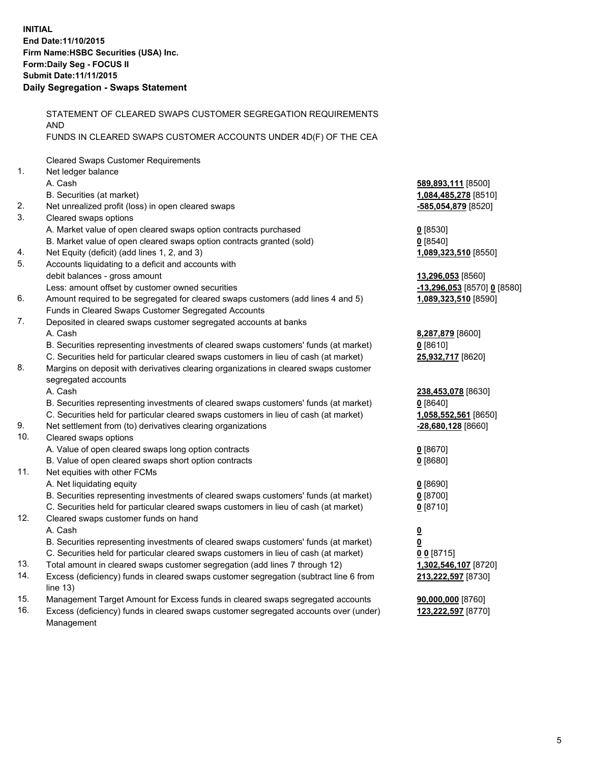**INITIAL**
**End Date:11/10/2015**
**Firm Name:HSBC Securities (USA) Inc.**
**Form:Daily Seg - FOCUS II**
**Submit Date:11/11/2015**
**Daily Segregation - Swaps Statement**

STATEMENT OF CLEARED SWAPS CUSTOMER SEGREGATION REQUIREMENTS AND FUNDS IN CLEARED SWAPS CUSTOMER ACCOUNTS UNDER 4D(F) OF THE CEA

| | | |
|---|---|---|
| | Cleared Swaps Customer Requirements | |
| 1. | Net ledger balance | |
| | A. Cash | **589,893,111** [8500] |
| | B. Securities (at market) | **1,084,485,278** [8510] |
| 2. | Net unrealized profit (loss) in open cleared swaps | **-585,054,879** [8520] |
| 3. | Cleared swaps options | |
| | A. Market value of open cleared swaps option contracts purchased | **0** [8530] |
| | B. Market value of open cleared swaps option contracts granted (sold) | **0** [8540] |
| 4. | Net Equity (deficit) (add lines 1, 2, and 3) | **1,089,323,510** [8550] |
| 5. | Accounts liquidating to a deficit and accounts with debit balances - gross amount | **13,296,053** [8560] |
| | Less: amount offset by customer owned securities | **-13,296,053** [8570] **0** [8580] |
| 6. | Amount required to be segregated for cleared swaps customers (add lines 4 and 5) | **1,089,323,510** [8590] |
| | Funds in Cleared Swaps Customer Segregated Accounts | |
| 7. | Deposited in cleared swaps customer segregated accounts at banks | |
| | A. Cash | **8,287,879** [8600] |
| | B. Securities representing investments of cleared swaps customers' funds (at market) | **0** [8610] |
| | C. Securities held for particular cleared swaps customers in lieu of cash (at market) | **25,932,717** [8620] |
| 8. | Margins on deposit with derivatives clearing organizations in cleared swaps customer segregated accounts | |
| | A. Cash | **238,453,078** [8630] |
| | B. Securities representing investments of cleared swaps customers' funds (at market) | **0** [8640] |
| | C. Securities held for particular cleared swaps customers in lieu of cash (at market) | **1,058,552,561** [8650] |
| 9. | Net settlement from (to) derivatives clearing organizations | **-28,680,128** [8660] |
| 10. | Cleared swaps options | |
| | A. Value of open cleared swaps long option contracts | **0** [8670] |
| | B. Value of open cleared swaps short option contracts | **0** [8680] |
| 11. | Net equities with other FCMs | |
| | A. Net liquidating equity | **0** [8690] |
| | B. Securities representing investments of cleared swaps customers' funds (at market) | **0** [8700] |
| | C. Securities held for particular cleared swaps customers in lieu of cash (at market) | **0** [8710] |
| 12. | Cleared swaps customer funds on hand | |
| | A. Cash | **0** |
| | B. Securities representing investments of cleared swaps customers' funds (at market) | **0** |
| | C. Securities held for particular cleared swaps customers in lieu of cash (at market) | **0** **0** [8715] |
| 13. | Total amount in cleared swaps customer segregation (add lines 7 through 12) | **1,302,546,107** [8720] |
| 14. | Excess (deficiency) funds in cleared swaps customer segregation (subtract line 6 from line 13) | **213,222,597** [8730] |
| 15. | Management Target Amount for Excess funds in cleared swaps segregated accounts | **90,000,000** [8760] |
| 16. | Excess (deficiency) funds in cleared swaps customer segregated accounts over (under) Management | **123,222,597** [8770] |